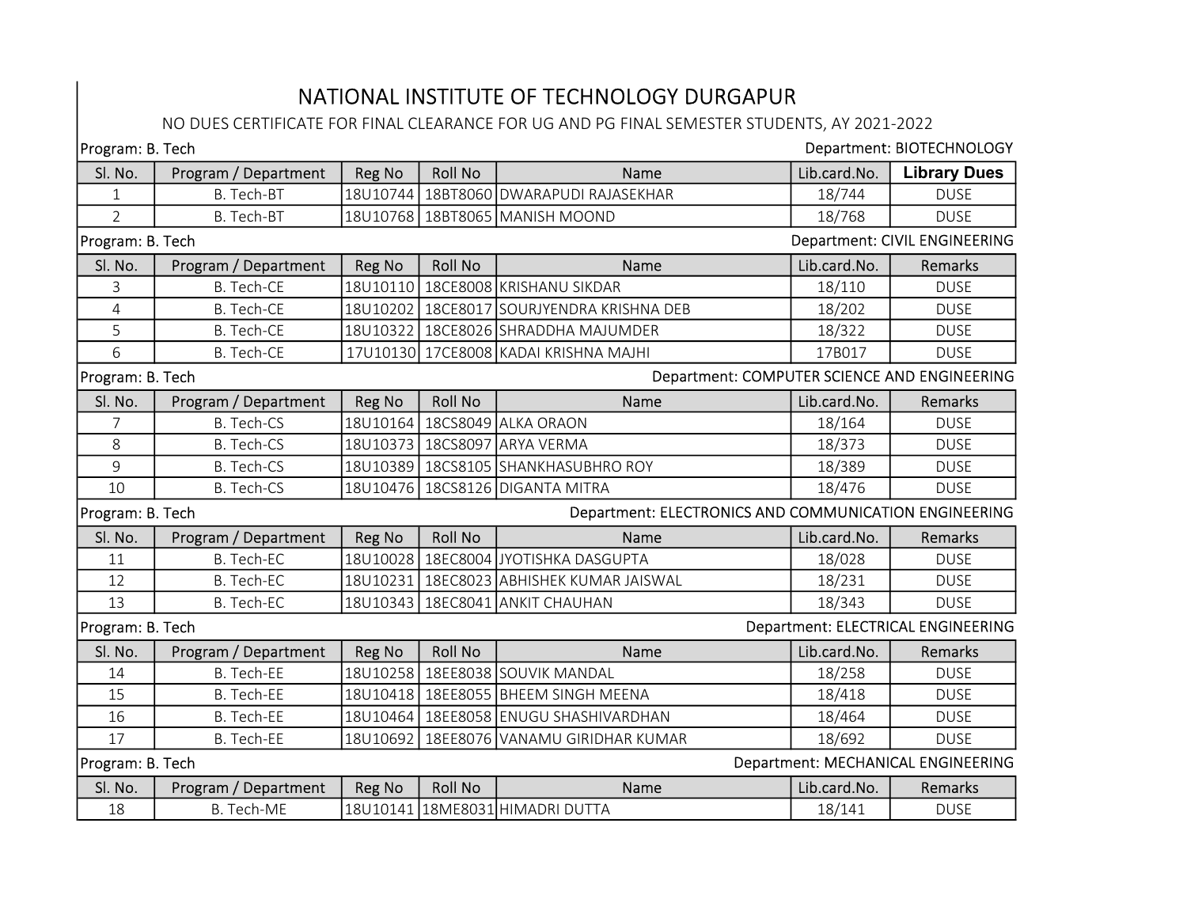# NATIONAL INSTITUTE OF TECHNOLOGY DURGAPUR

NO DUES CERTIFICATE FOR FINAL CLEARANCE FOR UG AND PG FINAL SEMESTER STUDENTS, AY 2021-2022

Program: B. Tech — Department: BIOTECHNOLOGY

| Sl. No. | Program / Department | Reg No | Roll No | Name | Lib.card.No. | Library Dues |
|---|---|---|---|---|---|---|
| 1 | B. Tech-BT | 18U10744 | 18BT8060 | DWARAPUDI RAJASEKHAR | 18/744 | DUSE |
| 2 | B. Tech-BT | 18U10768 | 18BT8065 | MANISH MOOND | 18/768 | DUSE |

Program: B. Tech — Department: CIVIL ENGINEERING

| Sl. No. | Program / Department | Reg No | Roll No | Name | Lib.card.No. | Remarks |
|---|---|---|---|---|---|---|
| 3 | B. Tech-CE | 18U10110 | 18CE8008 | KRISHANU SIKDAR | 18/110 | DUSE |
| 4 | B. Tech-CE | 18U10202 | 18CE8017 | SOURJYENDRA KRISHNA DEB | 18/202 | DUSE |
| 5 | B. Tech-CE | 18U10322 | 18CE8026 | SHRADDHA MAJUMDER | 18/322 | DUSE |
| 6 | B. Tech-CE | 17U10130 | 17CE8008 | KADAI KRISHNA MAJHI | 17B017 | DUSE |

Program: B. Tech — Department: COMPUTER SCIENCE AND ENGINEERING

| Sl. No. | Program / Department | Reg No | Roll No | Name | Lib.card.No. | Remarks |
|---|---|---|---|---|---|---|
| 7 | B. Tech-CS | 18U10164 | 18CS8049 | ALKA ORAON | 18/164 | DUSE |
| 8 | B. Tech-CS | 18U10373 | 18CS8097 | ARYA VERMA | 18/373 | DUSE |
| 9 | B. Tech-CS | 18U10389 | 18CS8105 | SHANKHASUBHRO ROY | 18/389 | DUSE |
| 10 | B. Tech-CS | 18U10476 | 18CS8126 | DIGANTA MITRA | 18/476 | DUSE |

Program: B. Tech — Department: ELECTRONICS AND COMMUNICATION ENGINEERING

| Sl. No. | Program / Department | Reg No | Roll No | Name | Lib.card.No. | Remarks |
|---|---|---|---|---|---|---|
| 11 | B. Tech-EC | 18U10028 | 18EC8004 | JYOTISHKA DASGUPTA | 18/028 | DUSE |
| 12 | B. Tech-EC | 18U10231 | 18EC8023 | ABHISHEK KUMAR JAISWAL | 18/231 | DUSE |
| 13 | B. Tech-EC | 18U10343 | 18EC8041 | ANKIT CHAUHAN | 18/343 | DUSE |

Program: B. Tech — Department: ELECTRICAL ENGINEERING

| Sl. No. | Program / Department | Reg No | Roll No | Name | Lib.card.No. | Remarks |
|---|---|---|---|---|---|---|
| 14 | B. Tech-EE | 18U10258 | 18EE8038 | SOUVIK MANDAL | 18/258 | DUSE |
| 15 | B. Tech-EE | 18U10418 | 18EE8055 | BHEEM SINGH MEENA | 18/418 | DUSE |
| 16 | B. Tech-EE | 18U10464 | 18EE8058 | ENUGU SHASHIVARDHAN | 18/464 | DUSE |
| 17 | B. Tech-EE | 18U10692 | 18EE8076 | VANAMU GIRIDHAR KUMAR | 18/692 | DUSE |

Program: B. Tech — Department: MECHANICAL ENGINEERING

| Sl. No. | Program / Department | Reg No | Roll No | Name | Lib.card.No. | Remarks |
|---|---|---|---|---|---|---|
| 18 | B. Tech-ME | 18U10141 | 18ME8031 | HIMADRI DUTTA | 18/141 | DUSE |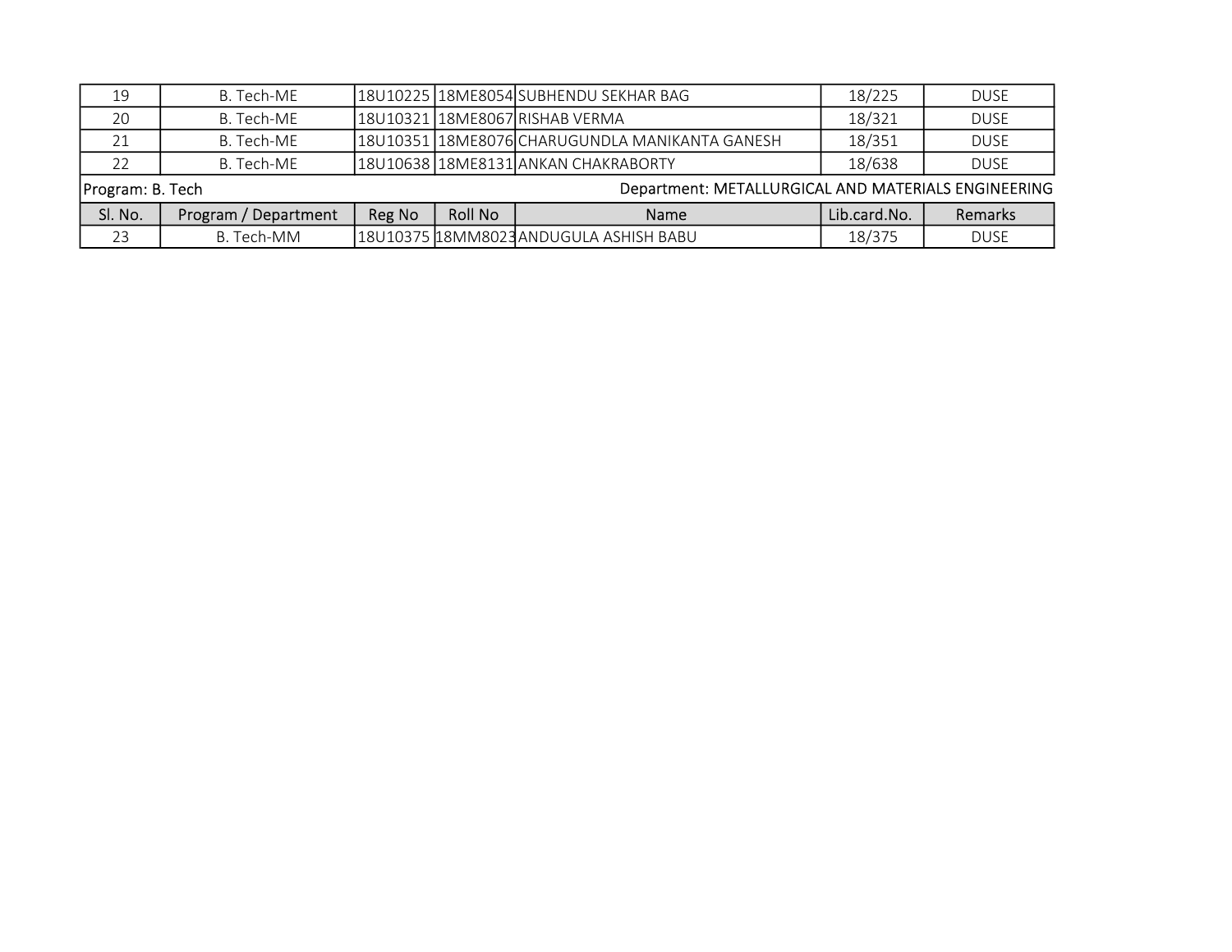| | | | | | | |
|---|---|---|---|---|---|---|
| 19 | B. Tech-ME | 18U10225 | 18ME8054 | SUBHENDU SEKHAR BAG | 18/225 | DUSE |
| 20 | B. Tech-ME | 18U10321 | 18ME8067 | RISHAB VERMA | 18/321 | DUSE |
| 21 | B. Tech-ME | 18U10351 | 18ME8076 | CHARUGUNDLA MANIKANTA GANESH | 18/351 | DUSE |
| 22 | B. Tech-ME | 18U10638 | 18ME8131 | ANKAN CHAKRABORTY | 18/638 | DUSE |

Program: B. Tech

Department: METALLURGICAL AND MATERIALS ENGINEERING

| Sl. No. | Program / Department | Reg No | Roll No | Name | Lib.card.No. | Remarks |
|---|---|---|---|---|---|---|
| 23 | B. Tech-MM | 18U10375 | 18MM8023 | ANDUGULA ASHISH BABU | 18/375 | DUSE |